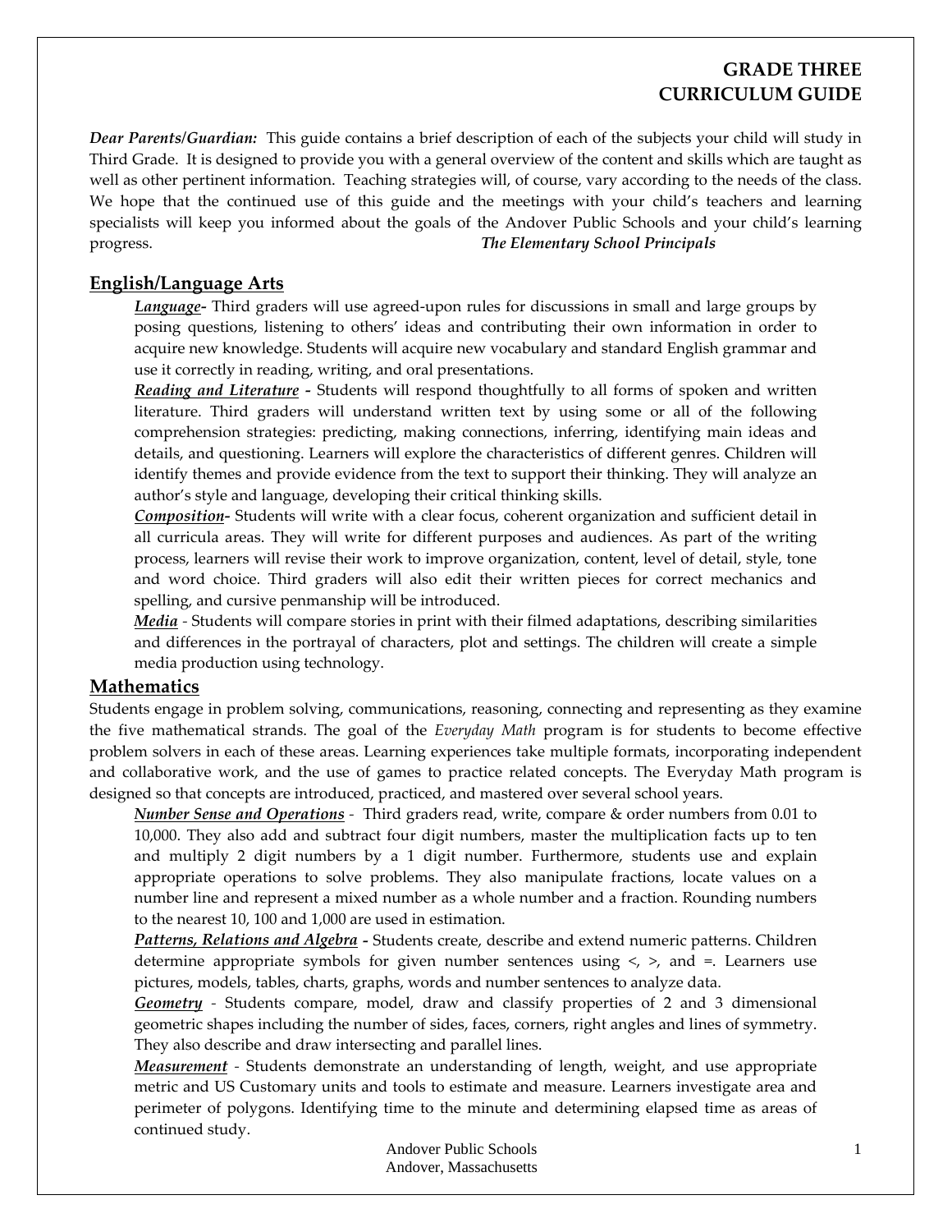# GRADE THREE CURRICULUM GUIDE

***Dear Parents/Guardian:*** This guide contains a brief description of each of the subjects your child will study in Third Grade. It is designed to provide you with a general overview of the content and skills which are taught as well as other pertinent information. Teaching strategies will, of course, vary according to the needs of the class. We hope that the continued use of this guide and the meetings with your child's teachers and learning specialists will keep you informed about the goals of the Andover Public Schools and your child's learning progress. ***The Elementary School Principals***

## English/Language Arts

***Language*****-** Third graders will use agreed-upon rules for discussions in small and large groups by posing questions, listening to others' ideas and contributing their own information in order to acquire new knowledge. Students will acquire new vocabulary and standard English grammar and use it correctly in reading, writing, and oral presentations.

***Reading and Literature*** **-** Students will respond thoughtfully to all forms of spoken and written literature. Third graders will understand written text by using some or all of the following comprehension strategies: predicting, making connections, inferring, identifying main ideas and details, and questioning. Learners will explore the characteristics of different genres. Children will identify themes and provide evidence from the text to support their thinking. They will analyze an author's style and language, developing their critical thinking skills.

***Composition*****-** Students will write with a clear focus, coherent organization and sufficient detail in all curricula areas. They will write for different purposes and audiences. As part of the writing process, learners will revise their work to improve organization, content, level of detail, style, tone and word choice. Third graders will also edit their written pieces for correct mechanics and spelling, and cursive penmanship will be introduced.

***Media*** - Students will compare stories in print with their filmed adaptations, describing similarities and differences in the portrayal of characters, plot and settings. The children will create a simple media production using technology.

## Mathematics

Students engage in problem solving, communications, reasoning, connecting and representing as they examine the five mathematical strands. The goal of the *Everyday Math* program is for students to become effective problem solvers in each of these areas. Learning experiences take multiple formats, incorporating independent and collaborative work, and the use of games to practice related concepts. The Everyday Math program is designed so that concepts are introduced, practiced, and mastered over several school years.

***Number Sense and Operations*** - Third graders read, write, compare & order numbers from 0.01 to 10,000. They also add and subtract four digit numbers, master the multiplication facts up to ten and multiply 2 digit numbers by a 1 digit number. Furthermore, students use and explain appropriate operations to solve problems. They also manipulate fractions, locate values on a number line and represent a mixed number as a whole number and a fraction. Rounding numbers to the nearest 10, 100 and 1,000 are used in estimation.

***Patterns, Relations and Algebra*** **-** Students create, describe and extend numeric patterns. Children determine appropriate symbols for given number sentences using <, >, and =. Learners use pictures, models, tables, charts, graphs, words and number sentences to analyze data.

***Geometry*** - Students compare, model, draw and classify properties of 2 and 3 dimensional geometric shapes including the number of sides, faces, corners, right angles and lines of symmetry. They also describe and draw intersecting and parallel lines.

***Measurement*** - Students demonstrate an understanding of length, weight, and use appropriate metric and US Customary units and tools to estimate and measure. Learners investigate area and perimeter of polygons. Identifying time to the minute and determining elapsed time as areas of continued study.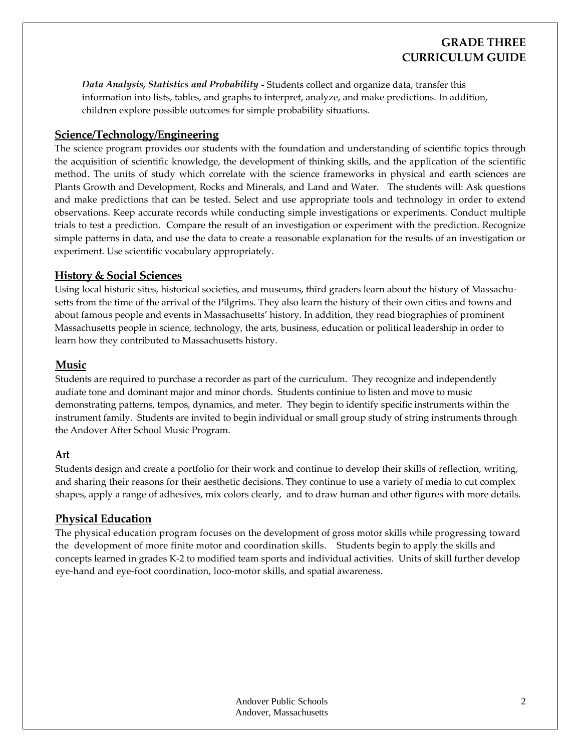***Data Analysis, Statistics and Probability*** **-** Students collect and organize data, transfer this information into lists, tables, and graphs to interpret, analyze, and make predictions. In addition, children explore possible outcomes for simple probability situations.

## Science/Technology/Engineering

The science program provides our students with the foundation and understanding of scientific topics through the acquisition of scientific knowledge, the development of thinking skills, and the application of the scientific method. The units of study which correlate with the science frameworks in physical and earth sciences are Plants Growth and Development, Rocks and Minerals, and Land and Water. The students will: Ask questions and make predictions that can be tested. Select and use appropriate tools and technology in order to extend observations. Keep accurate records while conducting simple investigations or experiments. Conduct multiple trials to test a prediction. Compare the result of an investigation or experiment with the prediction. Recognize simple patterns in data, and use the data to create a reasonable explanation for the results of an investigation or experiment. Use scientific vocabulary appropriately.

## History & Social Sciences

Using local historic sites, historical societies, and museums, third graders learn about the history of Massachusetts from the time of the arrival of the Pilgrims. They also learn the history of their own cities and towns and about famous people and events in Massachusetts' history. In addition, they read biographies of prominent Massachusetts people in science, technology, the arts, business, education or political leadership in order to learn how they contributed to Massachusetts history.

## Music

Students are required to purchase a recorder as part of the curriculum. They recognize and independently audiate tone and dominant major and minor chords. Students continiue to listen and move to music demonstrating patterns, tempos, dynamics, and meter. They begin to identify specific instruments within the instrument family. Students are invited to begin individual or small group study of string instruments through the Andover After School Music Program.

## Art

Students design and create a portfolio for their work and continue to develop their skills of reflection, writing, and sharing their reasons for their aesthetic decisions. They continue to use a variety of media to cut complex shapes, apply a range of adhesives, mix colors clearly, and to draw human and other figures with more details.

## Physical Education

The physical education program focuses on the development of gross motor skills while progressing toward the development of more finite motor and coordination skills. Students begin to apply the skills and concepts learned in grades K-2 to modified team sports and individual activities. Units of skill further develop eye-hand and eye-foot coordination, loco-motor skills, and spatial awareness.